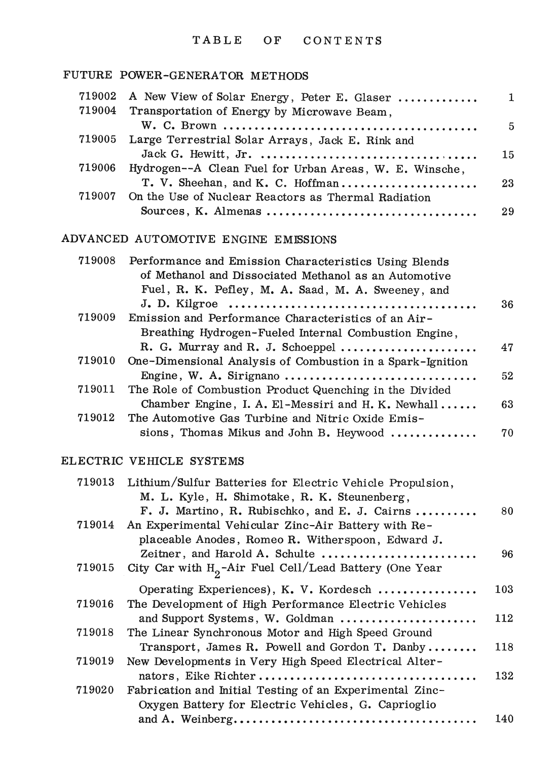# TABLE OF CONTENTS

## FUTURE POWER-GENERATOR METHODS

| | | |
|---|---|---|
| 719002 | A New View of Solar Energy, Peter E. Glaser | 1 |
| 719004 | Transportation of Energy by Microwave Beam, W. C. Brown | 5 |
| 719005 | Large Terrestrial Solar Arrays, Jack E. Rink and Jack G. Hewitt, Jr. | 15 |
| 719006 | Hydrogen--A Clean Fuel for Urban Areas, W. E. Winsche, T. V. Sheehan, and K. C. Hoffman | 23 |
| 719007 | On the Use of Nuclear Reactors as Thermal Radiation Sources, K. Almenas | 29 |

## ADVANCED AUTOMOTIVE ENGINE EMISSIONS

| | | |
|---|---|---|
| 719008 | Performance and Emission Characteristics Using Blends of Methanol and Dissociated Methanol as an Automotive Fuel, R. K. Pefley, M. A. Saad, M. A. Sweeney, and J. D. Kilgroe | 36 |
| 719009 | Emission and Performance Characteristics of an Air-Breathing Hydrogen-Fueled Internal Combustion Engine, R. G. Murray and R. J. Schoeppel | 47 |
| 719010 | One-Dimensional Analysis of Combustion in a Spark-Ignition Engine, W. A. Sirignano | 52 |
| 719011 | The Role of Combustion Product Quenching in the Divided Chamber Engine, I. A. El-Messiri and H. K. Newhall | 63 |
| 719012 | The Automotive Gas Turbine and Nitric Oxide Emissions, Thomas Mikus and John B. Heywood | 70 |

## ELECTRIC VEHICLE SYSTEMS

| | | |
|---|---|---|
| 719013 | Lithium/Sulfur Batteries for Electric Vehicle Propulsion, M. L. Kyle, H. Shimotake, R. K. Steunenberg, F. J. Martino, R. Rubischko, and E. J. Cairns | 80 |
| 719014 | An Experimental Vehicular Zinc-Air Battery with Replaceable Anodes, Romeo R. Witherspoon, Edward J. Zeitner, and Harold A. Schulte | 96 |
| 719015 | City Car with $H_2$-Air Fuel Cell/Lead Battery (One Year Operating Experiences), K. V. Kordesch | 103 |
| 719016 | The Development of High Performance Electric Vehicles and Support Systems, W. Goldman | 112 |
| 719018 | The Linear Synchronous Motor and High Speed Ground Transport, James R. Powell and Gordon T. Danby | 118 |
| 719019 | New Developments in Very High Speed Electrical Alternators, Eike Richter | 132 |
| 719020 | Fabrication and Initial Testing of an Experimental Zinc-Oxygen Battery for Electric Vehicles, G. Caprioglio and A. Weinberg | 140 |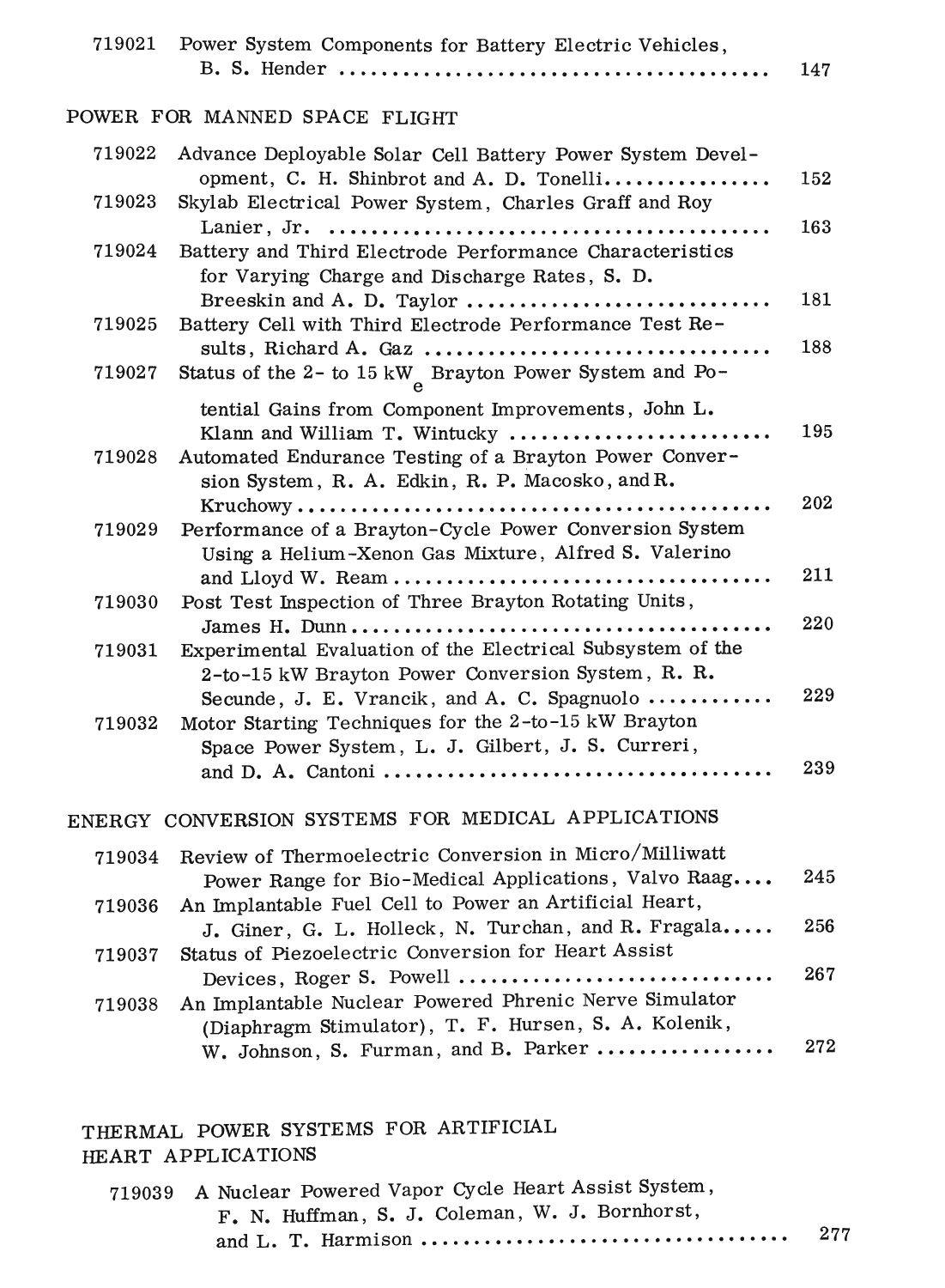719021 Power System Components for Battery Electric Vehicles, B. S. Hender ........................................ 147

## POWER FOR MANNED SPACE FLIGHT

719022 Advance Deployable Solar Cell Battery Power System Development, C. H. Shinbrot and A. D. Tonelli................ 152

719023 Skylab Electrical Power System, Charles Graff and Roy Lanier, Jr. ........................................ 163

719024 Battery and Third Electrode Performance Characteristics for Varying Charge and Discharge Rates, S. D. Breeskin and A. D. Taylor ............................ 181

719025 Battery Cell with Third Electrode Performance Test Results, Richard A. Gaz ................................ 188

719027 Status of the 2- to 15 $kW_e$ Brayton Power System and Potential Gains from Component Improvements, John L. Klann and William T. Wintucky ........................ 195

719028 Automated Endurance Testing of a Brayton Power Conversion System, R. A. Edkin, R. P. Macosko, and R. Kruchowy ............................................ 202

719029 Performance of a Brayton-Cycle Power Conversion System Using a Helium-Xenon Gas Mixture, Alfred S. Valerino and Lloyd W. Ream .................................. 211

719030 Post Test Inspection of Three Brayton Rotating Units, James H. Dunn ....................................... 220

719031 Experimental Evaluation of the Electrical Subsystem of the 2-to-15 kW Brayton Power Conversion System, R. R. Secunde, J. E. Vrancik, and A. C. Spagnuolo ............ 229

719032 Motor Starting Techniques for the 2-to-15 kW Brayton Space Power System, L. J. Gilbert, J. S. Curreri, and D. A. Cantoni .................................... 239

## ENERGY CONVERSION SYSTEMS FOR MEDICAL APPLICATIONS

719034 Review of Thermoelectric Conversion in Micro/Milliwatt Power Range for Bio-Medical Applications, Valvo Raag.... 245

719036 An Implantable Fuel Cell to Power an Artificial Heart, J. Giner, G. L. Holleck, N. Turchan, and R. Fragala..... 256

719037 Status of Piezoelectric Conversion for Heart Assist Devices, Roger S. Powell ............................. 267

719038 An Implantable Nuclear Powered Phrenic Nerve Simulator (Diaphragm Stimulator), T. F. Hursen, S. A. Kolenik, W. Johnson, S. Furman, and B. Parker ................. 272

## THERMAL POWER SYSTEMS FOR ARTIFICIAL HEART APPLICATIONS

719039 A Nuclear Powered Vapor Cycle Heart Assist System, F. N. Huffman, S. J. Coleman, W. J. Bornhorst, and L. T. Harmison .................................. 277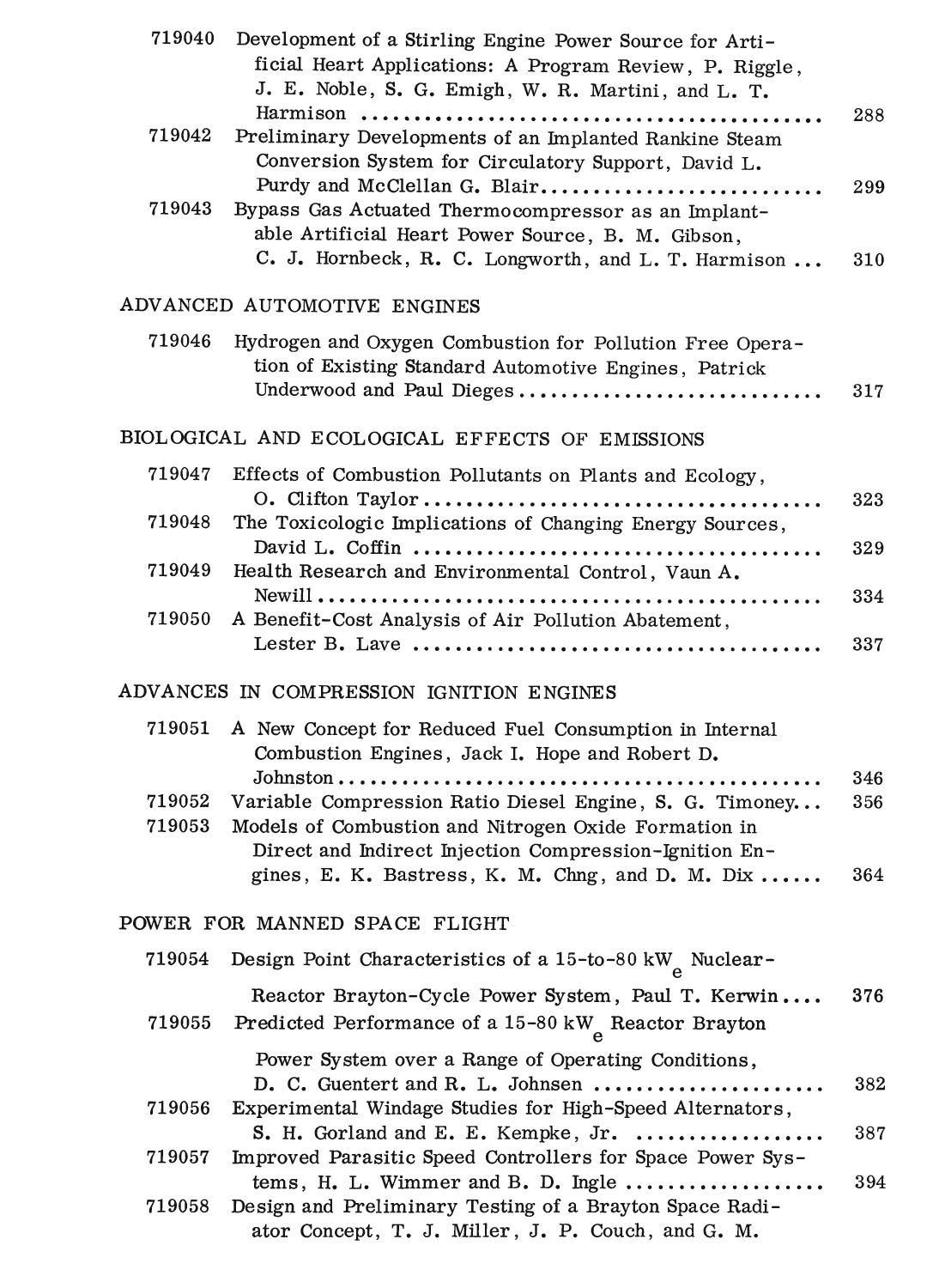| | | |
|---|---|---|
| 719040 | Development of a Stirling Engine Power Source for Artificial Heart Applications: A Program Review, P. Riggle, J. E. Noble, S. G. Emigh, W. R. Martini, and L. T. Harmison | 288 |
| 719042 | Preliminary Developments of an Implanted Rankine Steam Conversion System for Circulatory Support, David L. Purdy and McClellan G. Blair | 299 |
| 719043 | Bypass Gas Actuated Thermocompressor as an Implantable Artificial Heart Power Source, B. M. Gibson, C. J. Hornbeck, R. C. Longworth, and L. T. Harmison | 310 |

## ADVANCED AUTOMOTIVE ENGINES

| | | |
|---|---|---|
| 719046 | Hydrogen and Oxygen Combustion for Pollution Free Operation of Existing Standard Automotive Engines, Patrick Underwood and Paul Dieges | 317 |

## BIOLOGICAL AND ECOLOGICAL EFFECTS OF EMISSIONS

| | | |
|---|---|---|
| 719047 | Effects of Combustion Pollutants on Plants and Ecology, O. Clifton Taylor | 323 |
| 719048 | The Toxicologic Implications of Changing Energy Sources, David L. Coffin | 329 |
| 719049 | Health Research and Environmental Control, Vaun A. Newill | 334 |
| 719050 | A Benefit-Cost Analysis of Air Pollution Abatement, Lester B. Lave | 337 |

## ADVANCES IN COMPRESSION IGNITION ENGINES

| | | |
|---|---|---|
| 719051 | A New Concept for Reduced Fuel Consumption in Internal Combustion Engines, Jack I. Hope and Robert D. Johnston | 346 |
| 719052 | Variable Compression Ratio Diesel Engine, S. G. Timoney | 356 |
| 719053 | Models of Combustion and Nitrogen Oxide Formation in Direct and Indirect Injection Compression-Ignition Engines, E. K. Bastress, K. M. Chng, and D. M. Dix | 364 |

## POWER FOR MANNED SPACE FLIGHT

| | | |
|---|---|---|
| 719054 | Design Point Characteristics of a 15-to-80 $kW_e$ Nuclear-Reactor Brayton-Cycle Power System, Paul T. Kerwin | 376 |
| 719055 | Predicted Performance of a 15-80 $kW_e$ Reactor Brayton Power System over a Range of Operating Conditions, D. C. Guentert and R. L. Johnsen | 382 |
| 719056 | Experimental Windage Studies for High-Speed Alternators, S. H. Gorland and E. E. Kempke, Jr. | 387 |
| 719057 | Improved Parasitic Speed Controllers for Space Power Systems, H. L. Wimmer and B. D. Ingle | 394 |
| 719058 | Design and Preliminary Testing of a Brayton Space Radiator Concept, T. J. Miller, J. P. Couch, and G. M. | |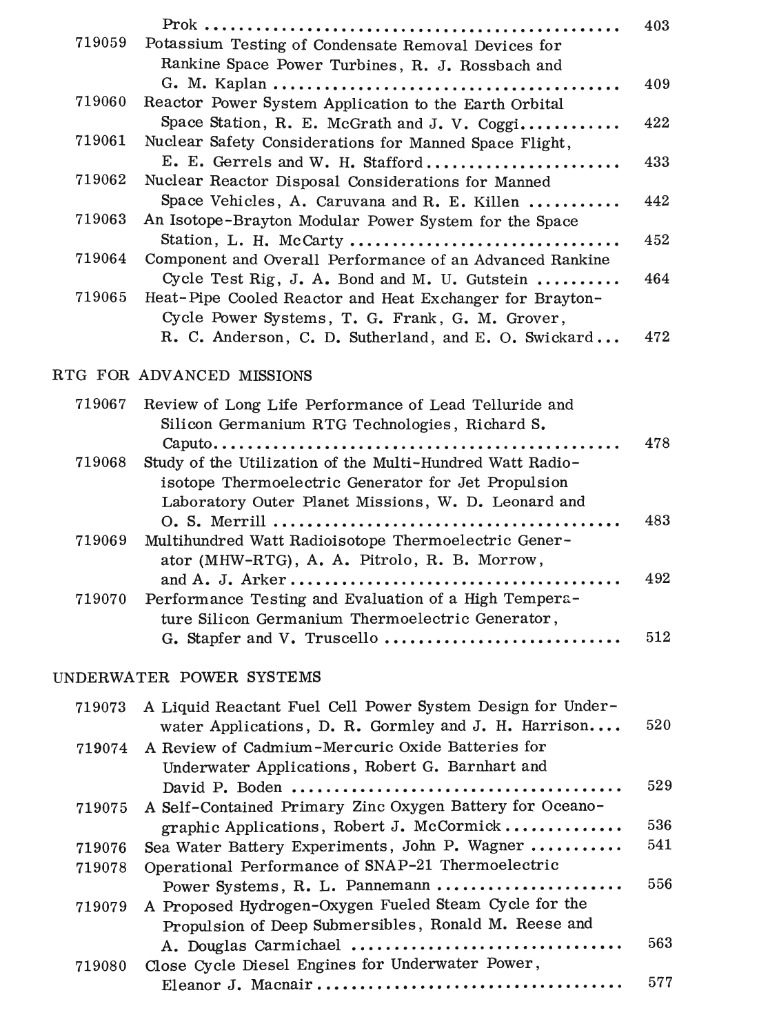Prok ............................................... 403

719059 Potassium Testing of Condensate Removal Devices for Rankine Space Power Turbines, R. J. Rossbach and G. M. Kaplan ........................................ 409

719060 Reactor Power System Application to the Earth Orbital Space Station, R. E. McGrath and J. V. Coggi............ 422

719061 Nuclear Safety Considerations for Manned Space Flight, E. E. Gerrels and W. H. Stafford....................... 433

719062 Nuclear Reactor Disposal Considerations for Manned Space Vehicles, A. Caruvana and R. E. Killen ........... 442

719063 An Isotope-Brayton Modular Power System for the Space Station, L. H. McCarty ................................ 452

719064 Component and Overall Performance of an Advanced Rankine Cycle Test Rig, J. A. Bond and M. U. Gutstein .......... 464

719065 Heat-Pipe Cooled Reactor and Heat Exchanger for Brayton-Cycle Power Systems, T. G. Frank, G. M. Grover, R. C. Anderson, C. D. Sutherland, and E. O. Swickard... 472

## RTG FOR ADVANCED MISSIONS

719067 Review of Long Life Performance of Lead Telluride and Silicon Germanium RTG Technologies, Richard S. Caputo............................................... 478

719068 Study of the Utilization of the Multi-Hundred Watt Radioisotope Thermoelectric Generator for Jet Propulsion Laboratory Outer Planet Missions, W. D. Leonard and O. S. Merrill ........................................ 483

719069 Multihundred Watt Radioisotope Thermoelectric Generator (MHW-RTG), A. A. Pitrolo, R. B. Morrow, and A. J. Arker ..................................... 492

719070 Performance Testing and Evaluation of a High Temperature Silicon Germanium Thermoelectric Generator, G. Stapfer and V. Truscello ........................... 512

## UNDERWATER POWER SYSTEMS

719073 A Liquid Reactant Fuel Cell Power System Design for Underwater Applications, D. R. Gormley and J. H. Harrison.... 520

719074 A Review of Cadmium-Mercuric Oxide Batteries for Underwater Applications, Robert G. Barnhart and David P. Boden ..................................... 529

719075 A Self-Contained Primary Zinc Oxygen Battery for Oceanographic Applications, Robert J. McCormick.............. 536

719076 Sea Water Battery Experiments, John P. Wagner ........... 541

719078 Operational Performance of SNAP-21 Thermoelectric Power Systems, R. L. Pannemann ..................... 556

719079 A Proposed Hydrogen-Oxygen Fueled Steam Cycle for the Propulsion of Deep Submersibles, Ronald M. Reese and A. Douglas Carmichael ............................... 563

719080 Close Cycle Diesel Engines for Underwater Power, Eleanor J. Macnair.................................. 577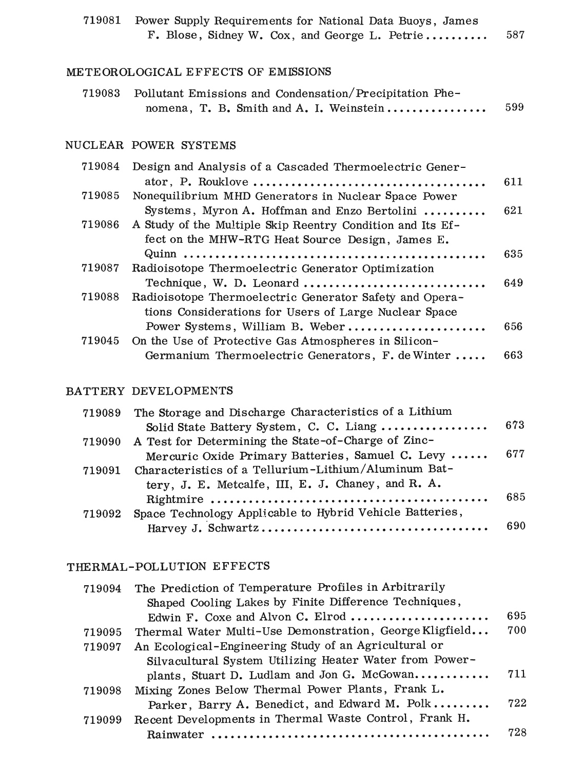| | | |
|---|---|---|
| 719081 | Power Supply Requirements for National Data Buoys, James F. Blose, Sidney W. Cox, and George L. Petrie | 587 |

## METEOROLOGICAL EFFECTS OF EMISSIONS

| | | |
|---|---|---|
| 719083 | Pollutant Emissions and Condensation/Precipitation Phenomena, T. B. Smith and A. I. Weinstein | 599 |

## NUCLEAR POWER SYSTEMS

| | | |
|---|---|---|
| 719084 | Design and Analysis of a Cascaded Thermoelectric Generator, P. Rouklove | 611 |
| 719085 | Nonequilibrium MHD Generators in Nuclear Space Power Systems, Myron A. Hoffman and Enzo Bertolini | 621 |
| 719086 | A Study of the Multiple Skip Reentry Condition and Its Effect on the MHW-RTG Heat Source Design, James E. Quinn | 635 |
| 719087 | Radioisotope Thermoelectric Generator Optimization Technique, W. D. Leonard | 649 |
| 719088 | Radioisotope Thermoelectric Generator Safety and Operations Considerations for Users of Large Nuclear Space Power Systems, William B. Weber | 656 |
| 719045 | On the Use of Protective Gas Atmospheres in Silicon-Germanium Thermoelectric Generators, F. de Winter | 663 |

## BATTERY DEVELOPMENTS

| | | |
|---|---|---|
| 719089 | The Storage and Discharge Characteristics of a Lithium Solid State Battery System, C. C. Liang | 673 |
| 719090 | A Test for Determining the State-of-Charge of Zinc-Mercuric Oxide Primary Batteries, Samuel C. Levy | 677 |
| 719091 | Characteristics of a Tellurium-Lithium/Aluminum Battery, J. E. Metcalfe, III, E. J. Chaney, and R. A. Rightmire | 685 |
| 719092 | Space Technology Applicable to Hybrid Vehicle Batteries, Harvey J. Schwartz | 690 |

## THERMAL-POLLUTION EFFECTS

| | | |
|---|---|---|
| 719094 | The Prediction of Temperature Profiles in Arbitrarily Shaped Cooling Lakes by Finite Difference Techniques, Edwin F. Coxe and Alvon C. Elrod | 695 |
| 719095 | Thermal Water Multi-Use Demonstration, George Kligfield | 700 |
| 719097 | An Ecological-Engineering Study of an Agricultural or Silvacultural System Utilizing Heater Water from Powerplants, Stuart D. Ludlam and Jon G. McGowan | 711 |
| 719098 | Mixing Zones Below Thermal Power Plants, Frank L. Parker, Barry A. Benedict, and Edward M. Polk | 722 |
| 719099 | Recent Developments in Thermal Waste Control, Frank H. Rainwater | 728 |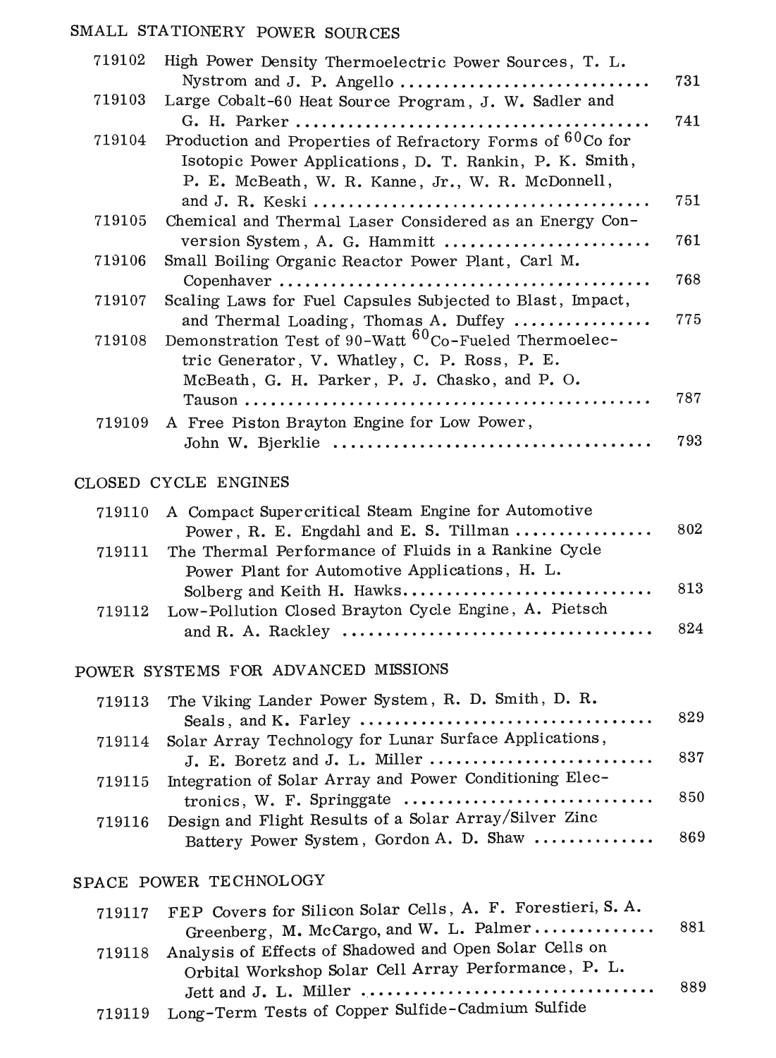## SMALL STATIONERY POWER SOURCES

| | | |
|---|---|---|
| 719102 | High Power Density Thermoelectric Power Sources, T. L. Nystrom and J. P. Angello | 731 |
| 719103 | Large Cobalt-60 Heat Source Program, J. W. Sadler and G. H. Parker | 741 |
| 719104 | Production and Properties of Refractory Forms of $^{60}Co$ for Isotopic Power Applications, D. T. Rankin, P. K. Smith, P. E. McBeath, W. R. Kanne, Jr., W. R. McDonnell, and J. R. Keski | 751 |
| 719105 | Chemical and Thermal Laser Considered as an Energy Conversion System, A. G. Hammitt | 761 |
| 719106 | Small Boiling Organic Reactor Power Plant, Carl M. Copenhaver | 768 |
| 719107 | Scaling Laws for Fuel Capsules Subjected to Blast, Impact, and Thermal Loading, Thomas A. Duffey | 775 |
| 719108 | Demonstration Test of 90-Watt $^{60}Co$-Fueled Thermoelectric Generator, V. Whatley, C. P. Ross, P. E. McBeath, G. H. Parker, P. J. Chasko, and P. O. Tauson | 787 |
| 719109 | A Free Piston Brayton Engine for Low Power, John W. Bjerklie | 793 |

## CLOSED CYCLE ENGINES

| | | |
|---|---|---|
| 719110 | A Compact Supercritical Steam Engine for Automotive Power, R. E. Engdahl and E. S. Tillman | 802 |
| 719111 | The Thermal Performance of Fluids in a Rankine Cycle Power Plant for Automotive Applications, H. L. Solberg and Keith H. Hawks | 813 |
| 719112 | Low-Pollution Closed Brayton Cycle Engine, A. Pietsch and R. A. Rackley | 824 |

## POWER SYSTEMS FOR ADVANCED MISSIONS

| | | |
|---|---|---|
| 719113 | The Viking Lander Power System, R. D. Smith, D. R. Seals, and K. Farley | 829 |
| 719114 | Solar Array Technology for Lunar Surface Applications, J. E. Boretz and J. L. Miller | 837 |
| 719115 | Integration of Solar Array and Power Conditioning Electronics, W. F. Springgate | 850 |
| 719116 | Design and Flight Results of a Solar Array/Silver Zinc Battery Power System, Gordon A. D. Shaw | 869 |

## SPACE POWER TECHNOLOGY

| | | |
|---|---|---|
| 719117 | FEP Covers for Silicon Solar Cells, A. F. Forestieri, S. A. Greenberg, M. McCargo, and W. L. Palmer | 881 |
| 719118 | Analysis of Effects of Shadowed and Open Solar Cells on Orbital Workshop Solar Cell Array Performance, P. L. Jett and J. L. Miller | 889 |
| 719119 | Long-Term Tests of Copper Sulfide-Cadmium Sulfide | |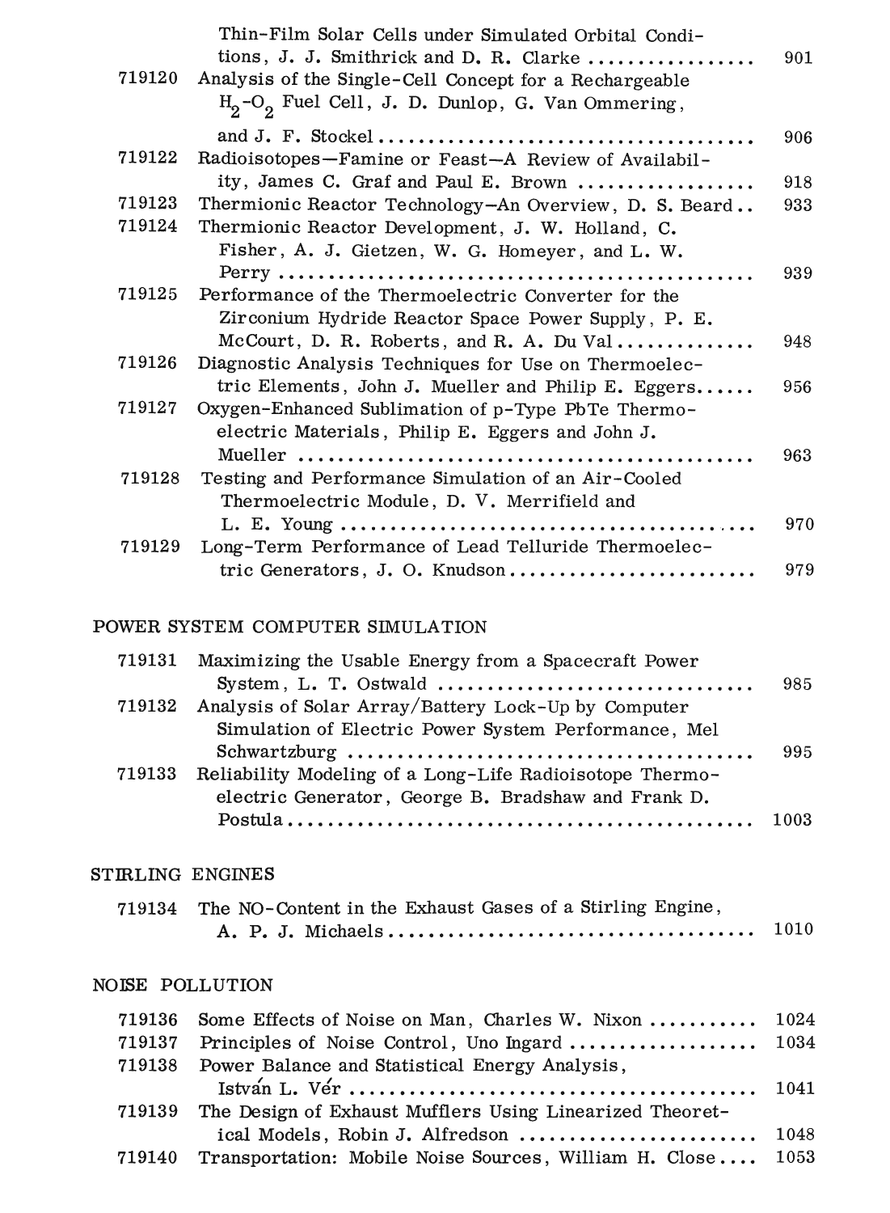| | | |
|---|---|---|
| | Thin-Film Solar Cells under Simulated Orbital Conditions, J. J. Smithrick and D. R. Clarke | 901 |
| 719120 | Analysis of the Single-Cell Concept for a Rechargeable $H_2$-$O_2$ Fuel Cell, J. D. Dunlop, G. Van Ommering, and J. F. Stockel | 906 |
| 719122 | Radioisotopes—Famine or Feast—A Review of Availability, James C. Graf and Paul E. Brown | 918 |
| 719123 | Thermionic Reactor Technology—An Overview, D. S. Beard | 933 |
| 719124 | Thermionic Reactor Development, J. W. Holland, C. Fisher, A. J. Gietzen, W. G. Homeyer, and L. W. Perry | 939 |
| 719125 | Performance of the Thermoelectric Converter for the Zirconium Hydride Reactor Space Power Supply, P. E. McCourt, D. R. Roberts, and R. A. Du Val | 948 |
| 719126 | Diagnostic Analysis Techniques for Use on Thermoelectric Elements, John J. Mueller and Philip E. Eggers | 956 |
| 719127 | Oxygen-Enhanced Sublimation of p-Type PbTe Thermoelectric Materials, Philip E. Eggers and John J. Mueller | 963 |
| 719128 | Testing and Performance Simulation of an Air-Cooled Thermoelectric Module, D. V. Merrifield and L. E. Young | 970 |
| 719129 | Long-Term Performance of Lead Telluride Thermoelectric Generators, J. O. Knudson | 979 |

## POWER SYSTEM COMPUTER SIMULATION

| | | |
|---|---|---|
| 719131 | Maximizing the Usable Energy from a Spacecraft Power System, L. T. Ostwald | 985 |
| 719132 | Analysis of Solar Array/Battery Lock-Up by Computer Simulation of Electric Power System Performance, Mel Schwartzburg | 995 |
| 719133 | Reliability Modeling of a Long-Life Radioisotope Thermoelectric Generator, George B. Bradshaw and Frank D. Postula | 1003 |

## STIRLING ENGINES

| | | |
|---|---|---|
| 719134 | The NO-Content in the Exhaust Gases of a Stirling Engine, A. P. J. Michaels | 1010 |

## NOISE POLLUTION

| | | |
|---|---|---|
| 719136 | Some Effects of Noise on Man, Charles W. Nixon | 1024 |
| 719137 | Principles of Noise Control, Uno Ingard | 1034 |
| 719138 | Power Balance and Statistical Energy Analysis, István L. Vér | 1041 |
| 719139 | The Design of Exhaust Mufflers Using Linearized Theoretical Models, Robin J. Alfredson | 1048 |
| 719140 | Transportation: Mobile Noise Sources, William H. Close | 1053 |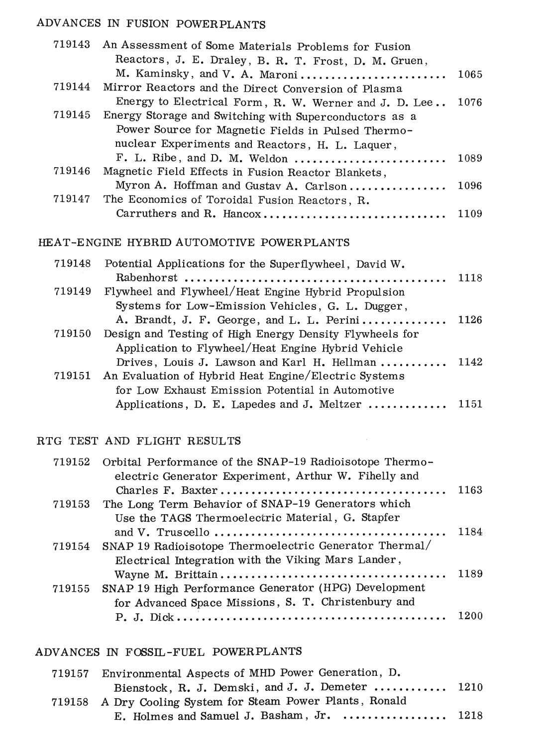## ADVANCES IN FUSION POWERPLANTS

| | | |
|---|---|---|
| 719143 | An Assessment of Some Materials Problems for Fusion Reactors, J. E. Draley, B. R. T. Frost, D. M. Gruen, M. Kaminsky, and V. A. Maroni | 1065 |
| 719144 | Mirror Reactors and the Direct Conversion of Plasma Energy to Electrical Form, R. W. Werner and J. D. Lee | 1076 |
| 719145 | Energy Storage and Switching with Superconductors as a Power Source for Magnetic Fields in Pulsed Thermonuclear Experiments and Reactors, H. L. Laquer, F. L. Ribe, and D. M. Weldon | 1089 |
| 719146 | Magnetic Field Effects in Fusion Reactor Blankets, Myron A. Hoffman and Gustav A. Carlson | 1096 |
| 719147 | The Economics of Toroidal Fusion Reactors, R. Carruthers and R. Hancox | 1109 |

## HEAT-ENGINE HYBRID AUTOMOTIVE POWERPLANTS

| | | |
|---|---|---|
| 719148 | Potential Applications for the Superflywheel, David W. Rabenhorst | 1118 |
| 719149 | Flywheel and Flywheel/Heat Engine Hybrid Propulsion Systems for Low-Emission Vehicles, G. L. Dugger, A. Brandt, J. F. George, and L. L. Perini | 1126 |
| 719150 | Design and Testing of High Energy Density Flywheels for Application to Flywheel/Heat Engine Hybrid Vehicle Drives, Louis J. Lawson and Karl H. Hellman | 1142 |
| 719151 | An Evaluation of Hybrid Heat Engine/Electric Systems for Low Exhaust Emission Potential in Automotive Applications, D. E. Lapedes and J. Meltzer | 1151 |

## RTG TEST AND FLIGHT RESULTS

| | | |
|---|---|---|
| 719152 | Orbital Performance of the SNAP-19 Radioisotope Thermoelectric Generator Experiment, Arthur W. Fihelly and Charles F. Baxter | 1163 |
| 719153 | The Long Term Behavior of SNAP-19 Generators which Use the TAGS Thermoelectric Material, G. Stapfer and V. Truscello | 1184 |
| 719154 | SNAP 19 Radioisotope Thermoelectric Generator Thermal/Electrical Integration with the Viking Mars Lander, Wayne M. Brittain | 1189 |
| 719155 | SNAP 19 High Performance Generator (HPG) Development for Advanced Space Missions, S. T. Christenbury and P. J. Dick | 1200 |

## ADVANCES IN FOSSIL-FUEL POWERPLANTS

| | | |
|---|---|---|
| 719157 | Environmental Aspects of MHD Power Generation, D. Bienstock, R. J. Demski, and J. J. Demeter | 1210 |
| 719158 | A Dry Cooling System for Steam Power Plants, Ronald E. Holmes and Samuel J. Basham, Jr. | 1218 |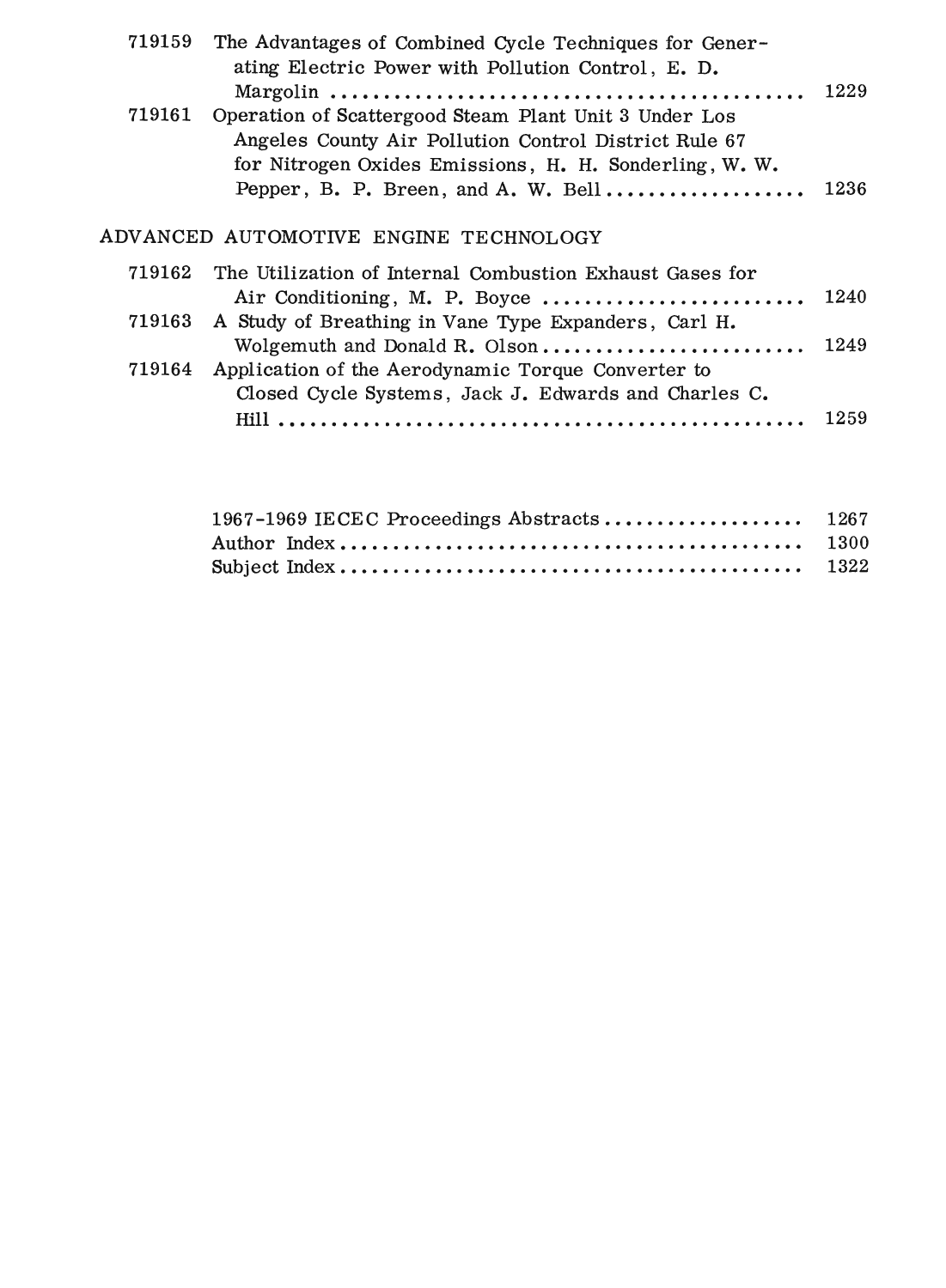719159 The Advantages of Combined Cycle Techniques for Generating Electric Power with Pollution Control, E. D. Margolin .......... 1229

719161 Operation of Scattergood Steam Plant Unit 3 Under Los Angeles County Air Pollution Control District Rule 67 for Nitrogen Oxides Emissions, H. H. Sonderling, W. W. Pepper, B. P. Breen, and A. W. Bell .......... 1236

## ADVANCED AUTOMOTIVE ENGINE TECHNOLOGY

719162 The Utilization of Internal Combustion Exhaust Gases for Air Conditioning, M. P. Boyce .......... 1240

719163 A Study of Breathing in Vane Type Expanders, Carl H. Wolgemuth and Donald R. Olson .......... 1249

719164 Application of the Aerodynamic Torque Converter to Closed Cycle Systems, Jack J. Edwards and Charles C. Hill .......... 1259

1967-1969 IECEC Proceedings Abstracts .......... 1267

Author Index .......... 1300

Subject Index .......... 1322